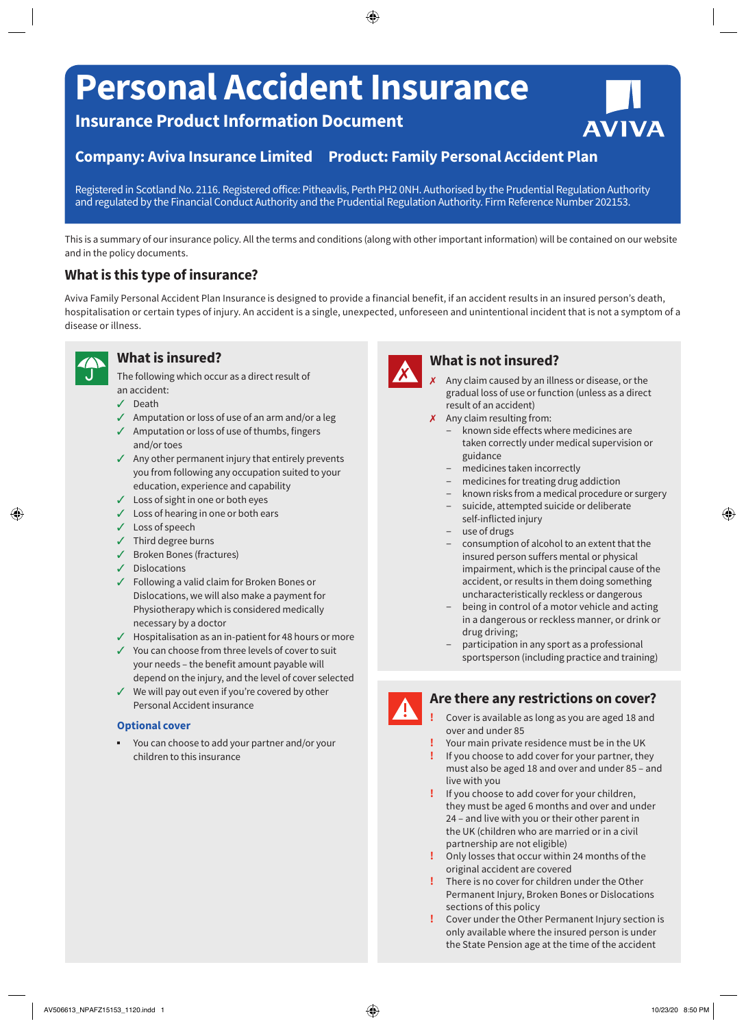# Personal Accident Insurance

## Insurance Product Information Document

AVIVA

**Company: Aviva Insurance Limited** **Product: Family Personal Accident Plan**

Registered in Scotland No. 2116. Registered office: Pitheavlis, Perth PH2 0NH. Authorised by the Prudential Regulation Authority and regulated by the Financial Conduct Authority and the Prudential Regulation Authority. Firm Reference Number 202153.

This is a summary of our insurance policy. All the terms and conditions (along with other important information) will be contained on our website and in the policy documents.

## What is this type of insurance?

Aviva Family Personal Accident Plan Insurance is designed to provide a financial benefit, if an accident results in an insured person's death, hospitalisation or certain types of injury. An accident is a single, unexpected, unforeseen and unintentional incident that is not a symptom of a disease or illness.

## What is insured?

The following which occur as a direct result of an accident:

- ✓ Death
- ✓ Amputation or loss of use of an arm and/or a leg
- ✓ Amputation or loss of use of thumbs, fingers and/or toes
- ✓ Any other permanent injury that entirely prevents you from following any occupation suited to your education, experience and capability
- ✓ Loss of sight in one or both eyes
- ✓ Loss of hearing in one or both ears
- ✓ Loss of speech
- ✓ Third degree burns
- ✓ Broken Bones (fractures)
- ✓ Dislocations
- ✓ Following a valid claim for Broken Bones or Dislocations, we will also make a payment for Physiotherapy which is considered medically necessary by a doctor
- ✓ Hospitalisation as an in-patient for 48 hours or more
- ✓ You can choose from three levels of cover to suit your needs – the benefit amount payable will depend on the injury, and the level of cover selected
- ✓ We will pay out even if you're covered by other Personal Accident insurance

### Optional cover

- You can choose to add your partner and/or your children to this insurance

## What is not insured?

- ✗ Any claim caused by an illness or disease, or the gradual loss of use or function (unless as a direct result of an accident)
- ✗ Any claim resulting from:
  - known side effects where medicines are taken correctly under medical supervision or guidance
  - medicines taken incorrectly
  - medicines for treating drug addiction
  - known risks from a medical procedure or surgery
  - suicide, attempted suicide or deliberate self-inflicted injury
  - use of drugs
  - consumption of alcohol to an extent that the insured person suffers mental or physical impairment, which is the principal cause of the accident, or results in them doing something uncharacteristically reckless or dangerous
  - being in control of a motor vehicle and acting in a dangerous or reckless manner, or drink or drug driving;
  - participation in any sport as a professional sportsperson (including practice and training)

## Are there any restrictions on cover?

- ! Cover is available as long as you are aged 18 and over and under 85
- ! Your main private residence must be in the UK
- ! If you choose to add cover for your partner, they must also be aged 18 and over and under 85 – and live with you
- ! If you choose to add cover for your children, they must be aged 6 months and over and under 24 – and live with you or their other parent in the UK (children who are married or in a civil partnership are not eligible)
- ! Only losses that occur within 24 months of the original accident are covered
- ! There is no cover for children under the Other Permanent Injury, Broken Bones or Dislocations sections of this policy
- ! Cover under the Other Permanent Injury section is only available where the insured person is under the State Pension age at the time of the accident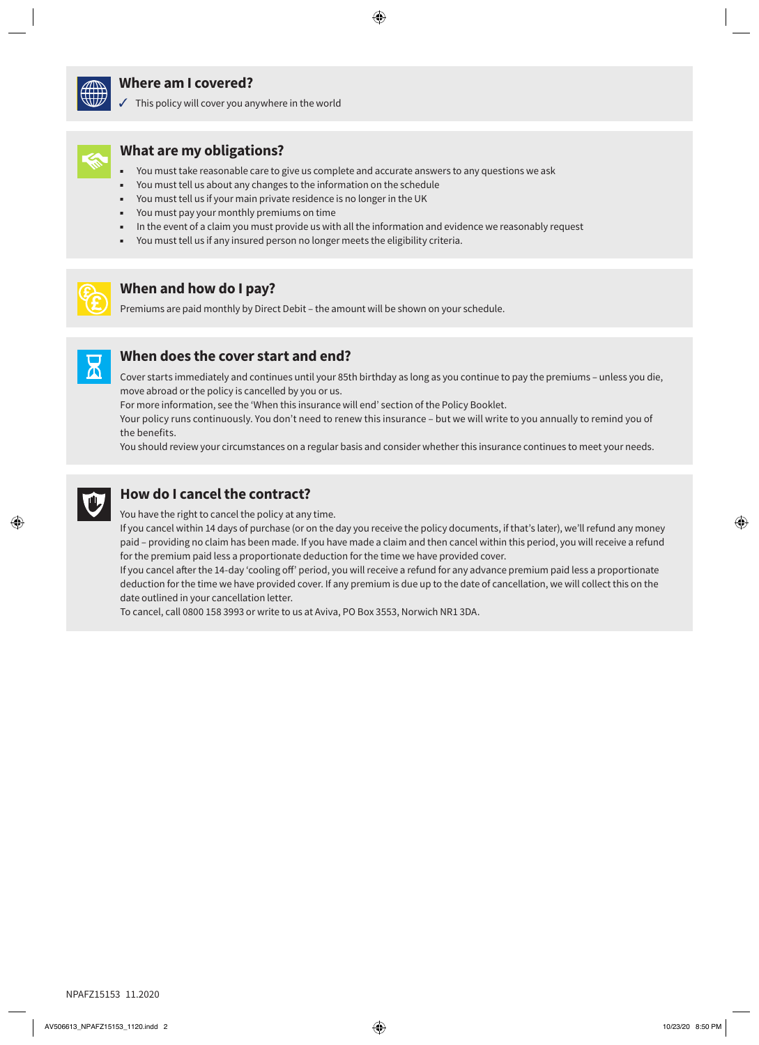## Where am I covered?

✓ This policy will cover you anywhere in the world

## What are my obligations?

- You must take reasonable care to give us complete and accurate answers to any questions we ask
- You must tell us about any changes to the information on the schedule
- You must tell us if your main private residence is no longer in the UK
- You must pay your monthly premiums on time
- In the event of a claim you must provide us with all the information and evidence we reasonably request
- You must tell us if any insured person no longer meets the eligibility criteria.

## When and how do I pay?

Premiums are paid monthly by Direct Debit – the amount will be shown on your schedule.

## When does the cover start and end?

Cover starts immediately and continues until your 85th birthday as long as you continue to pay the premiums – unless you die, move abroad or the policy is cancelled by you or us.

For more information, see the 'When this insurance will end' section of the Policy Booklet.

Your policy runs continuously. You don't need to renew this insurance – but we will write to you annually to remind you of the benefits.

You should review your circumstances on a regular basis and consider whether this insurance continues to meet your needs.

## How do I cancel the contract?

You have the right to cancel the policy at any time.

If you cancel within 14 days of purchase (or on the day you receive the policy documents, if that's later), we'll refund any money paid – providing no claim has been made. If you have made a claim and then cancel within this period, you will receive a refund for the premium paid less a proportionate deduction for the time we have provided cover.

If you cancel after the 14-day 'cooling off' period, you will receive a refund for any advance premium paid less a proportionate deduction for the time we have provided cover. If any premium is due up to the date of cancellation, we will collect this on the date outlined in your cancellation letter.

To cancel, call 0800 158 3993 or write to us at Aviva, PO Box 3553, Norwich NR1 3DA.

NPAFZ15153 11.2020